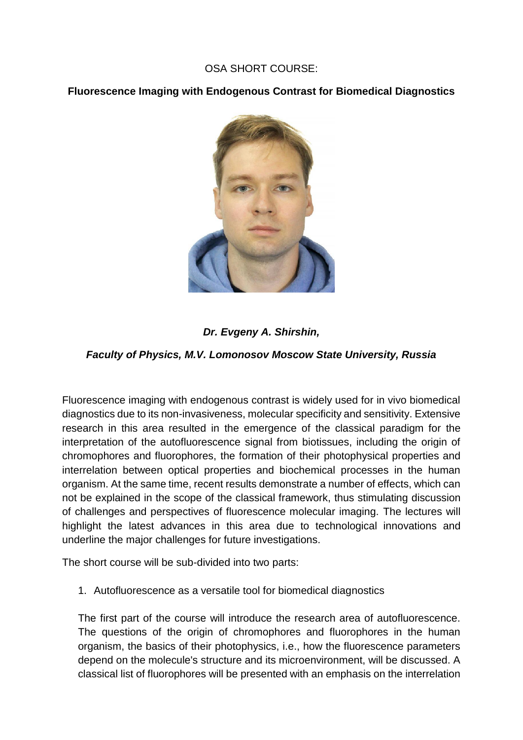OSA SHORT COURSE:

**Fluorescence Imaging with Endogenous Contrast for Biomedical Diagnostics**

***Dr. Evgeny A. Shirshin,***

***Faculty of Physics, M.V. Lomonosov Moscow State University, Russia***

Fluorescence imaging with endogenous contrast is widely used for in vivo biomedical diagnostics due to its non-invasiveness, molecular specificity and sensitivity. Extensive research in this area resulted in the emergence of the classical paradigm for the interpretation of the autofluorescence signal from biotissues, including the origin of chromophores and fluorophores, the formation of their photophysical properties and interrelation between optical properties and biochemical processes in the human organism. At the same time, recent results demonstrate a number of effects, which can not be explained in the scope of the classical framework, thus stimulating discussion of challenges and perspectives of fluorescence molecular imaging. The lectures will highlight the latest advances in this area due to technological innovations and underline the major challenges for future investigations.

The short course will be sub-divided into two parts:

1. Autofluorescence as a versatile tool for biomedical diagnostics

   The first part of the course will introduce the research area of autofluorescence. The questions of the origin of chromophores and fluorophores in the human organism, the basics of their photophysics, i.e., how the fluorescence parameters depend on the molecule's structure and its microenvironment, will be discussed. A classical list of fluorophores will be presented with an emphasis on the interrelation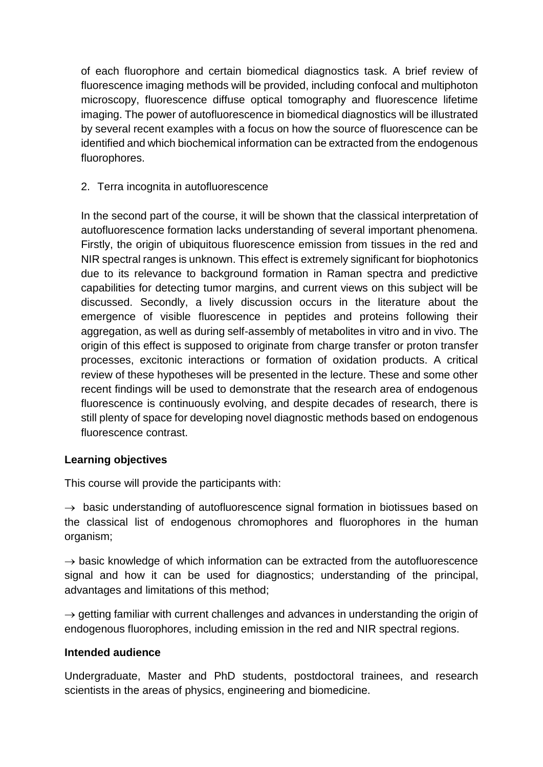of each fluorophore and certain biomedical diagnostics task. A brief review of fluorescence imaging methods will be provided, including confocal and multiphoton microscopy, fluorescence diffuse optical tomography and fluorescence lifetime imaging. The power of autofluorescence in biomedical diagnostics will be illustrated by several recent examples with a focus on how the source of fluorescence can be identified and which biochemical information can be extracted from the endogenous fluorophores.

2. Terra incognita in autofluorescence

In the second part of the course, it will be shown that the classical interpretation of autofluorescence formation lacks understanding of several important phenomena. Firstly, the origin of ubiquitous fluorescence emission from tissues in the red and NIR spectral ranges is unknown. This effect is extremely significant for biophotonics due to its relevance to background formation in Raman spectra and predictive capabilities for detecting tumor margins, and current views on this subject will be discussed. Secondly, a lively discussion occurs in the literature about the emergence of visible fluorescence in peptides and proteins following their aggregation, as well as during self-assembly of metabolites in vitro and in vivo. The origin of this effect is supposed to originate from charge transfer or proton transfer processes, excitonic interactions or formation of oxidation products. A critical review of these hypotheses will be presented in the lecture. These and some other recent findings will be used to demonstrate that the research area of endogenous fluorescence is continuously evolving, and despite decades of research, there is still plenty of space for developing novel diagnostic methods based on endogenous fluorescence contrast.

**Learning objectives**

This course will provide the participants with:

→ basic understanding of autofluorescence signal formation in biotissues based on the classical list of endogenous chromophores and fluorophores in the human organism;

→ basic knowledge of which information can be extracted from the autofluorescence signal and how it can be used for diagnostics; understanding of the principal, advantages and limitations of this method;

→ getting familiar with current challenges and advances in understanding the origin of endogenous fluorophores, including emission in the red and NIR spectral regions.

**Intended audience**

Undergraduate, Master and PhD students, postdoctoral trainees, and research scientists in the areas of physics, engineering and biomedicine.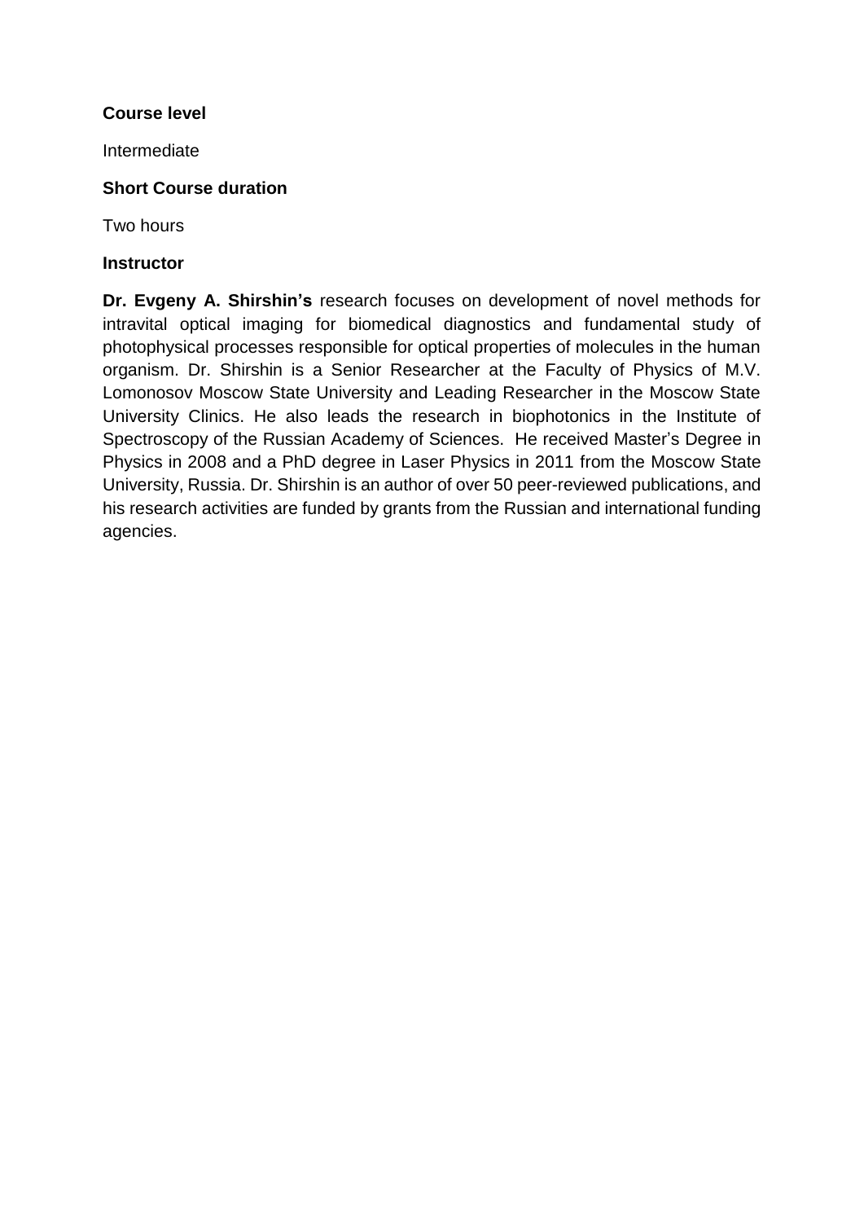**Course level**

Intermediate

**Short Course duration**

Two hours

**Instructor**

**Dr. Evgeny A. Shirshin's** research focuses on development of novel methods for intravital optical imaging for biomedical diagnostics and fundamental study of photophysical processes responsible for optical properties of molecules in the human organism. Dr. Shirshin is a Senior Researcher at the Faculty of Physics of M.V. Lomonosov Moscow State University and Leading Researcher in the Moscow State University Clinics. He also leads the research in biophotonics in the Institute of Spectroscopy of the Russian Academy of Sciences. He received Master's Degree in Physics in 2008 and a PhD degree in Laser Physics in 2011 from the Moscow State University, Russia. Dr. Shirshin is an author of over 50 peer-reviewed publications, and his research activities are funded by grants from the Russian and international funding agencies.